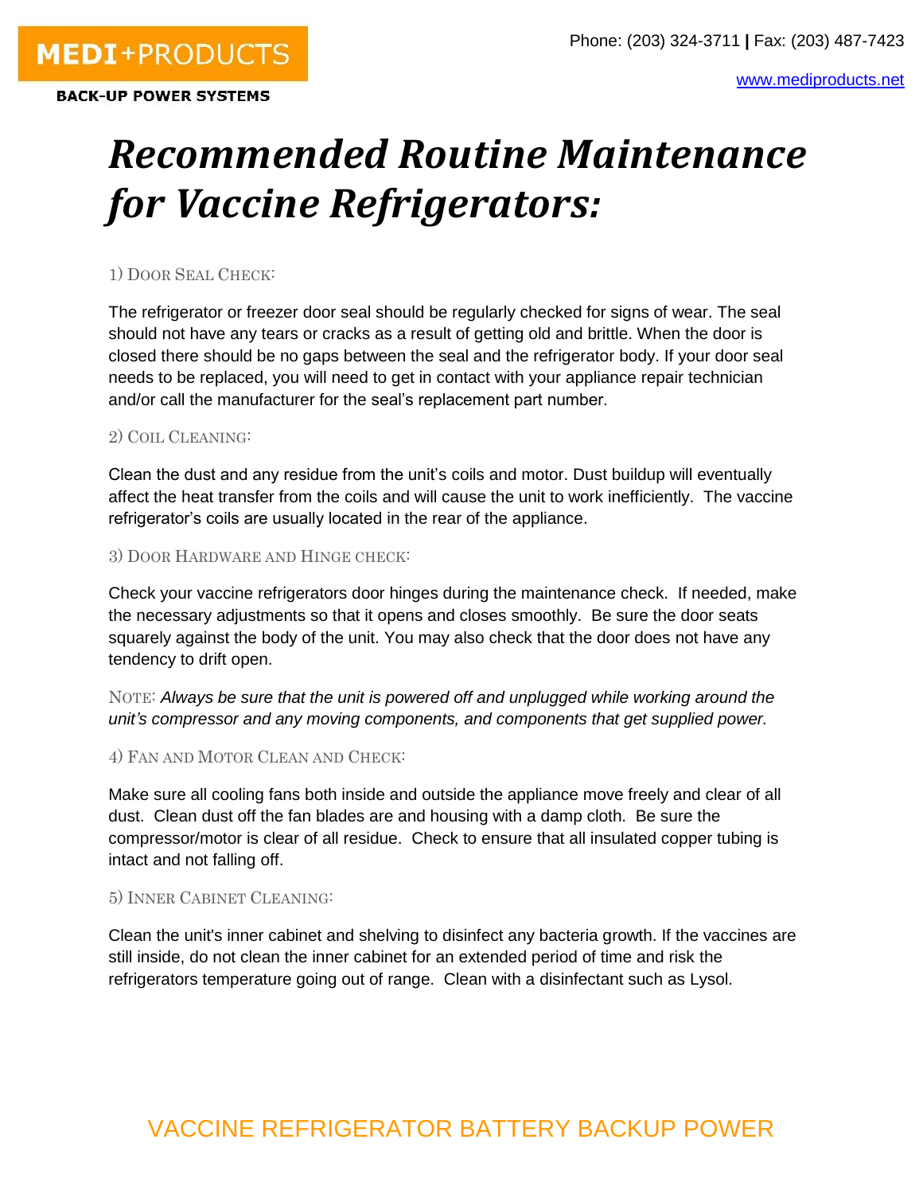MEDI+PRODUCTS

BACK-UP POWER SYSTEMS

Phone: (203) 324-3711 | Fax: (203) 487-7423

www.mediproducts.net

# *Recommended Routine Maintenance for Vaccine Refrigerators:*

1) Door Seal Check:

The refrigerator or freezer door seal should be regularly checked for signs of wear. The seal should not have any tears or cracks as a result of getting old and brittle. When the door is closed there should be no gaps between the seal and the refrigerator body. If your door seal needs to be replaced, you will need to get in contact with your appliance repair technician and/or call the manufacturer for the seal's replacement part number.

2) Coil Cleaning:

Clean the dust and any residue from the unit's coils and motor. Dust buildup will eventually affect the heat transfer from the coils and will cause the unit to work inefficiently. The vaccine refrigerator's coils are usually located in the rear of the appliance.

3) Door Hardware and Hinge check:

Check your vaccine refrigerators door hinges during the maintenance check. If needed, make the necessary adjustments so that it opens and closes smoothly. Be sure the door seats squarely against the body of the unit. You may also check that the door does not have any tendency to drift open.

Note: *Always be sure that the unit is powered off and unplugged while working around the unit's compressor and any moving components, and components that get supplied power.*

4) Fan and Motor Clean and Check:

Make sure all cooling fans both inside and outside the appliance move freely and clear of all dust. Clean dust off the fan blades are and housing with a damp cloth. Be sure the compressor/motor is clear of all residue. Check to ensure that all insulated copper tubing is intact and not falling off.

5) Inner Cabinet Cleaning:

Clean the unit's inner cabinet and shelving to disinfect any bacteria growth. If the vaccines are still inside, do not clean the inner cabinet for an extended period of time and risk the refrigerators temperature going out of range. Clean with a disinfectant such as Lysol.

VACCINE REFRIGERATOR BATTERY BACKUP POWER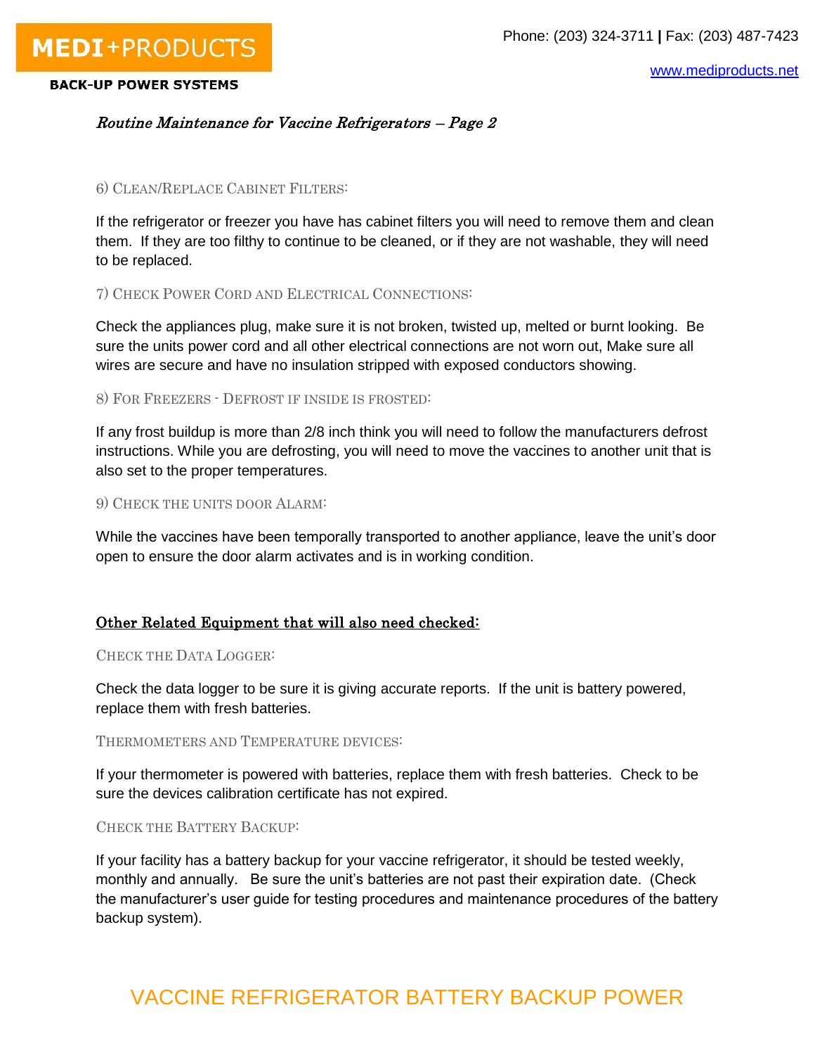*Routine Maintenance for Vaccine Refrigerators – Page 2*

6) CLEAN/REPLACE CABINET FILTERS:

If the refrigerator or freezer you have has cabinet filters you will need to remove them and clean them. If they are too filthy to continue to be cleaned, or if they are not washable, they will need to be replaced.

7) CHECK POWER CORD AND ELECTRICAL CONNECTIONS:

Check the appliances plug, make sure it is not broken, twisted up, melted or burnt looking. Be sure the units power cord and all other electrical connections are not worn out, Make sure all wires are secure and have no insulation stripped with exposed conductors showing.

8) FOR FREEZERS - DEFROST IF INSIDE IS FROSTED:

If any frost buildup is more than 2/8 inch think you will need to follow the manufacturers defrost instructions. While you are defrosting, you will need to move the vaccines to another unit that is also set to the proper temperatures.

9) CHECK THE UNITS DOOR ALARM:

While the vaccines have been temporally transported to another appliance, leave the unit's door open to ensure the door alarm activates and is in working condition.

## Other Related Equipment that will also need checked:

CHECK THE DATA LOGGER:

Check the data logger to be sure it is giving accurate reports. If the unit is battery powered, replace them with fresh batteries.

THERMOMETERS AND TEMPERATURE DEVICES:

If your thermometer is powered with batteries, replace them with fresh batteries. Check to be sure the devices calibration certificate has not expired.

CHECK THE BATTERY BACKUP:

If your facility has a battery backup for your vaccine refrigerator, it should be tested weekly, monthly and annually. Be sure the unit's batteries are not past their expiration date. (Check the manufacturer's user guide for testing procedures and maintenance procedures of the battery backup system).